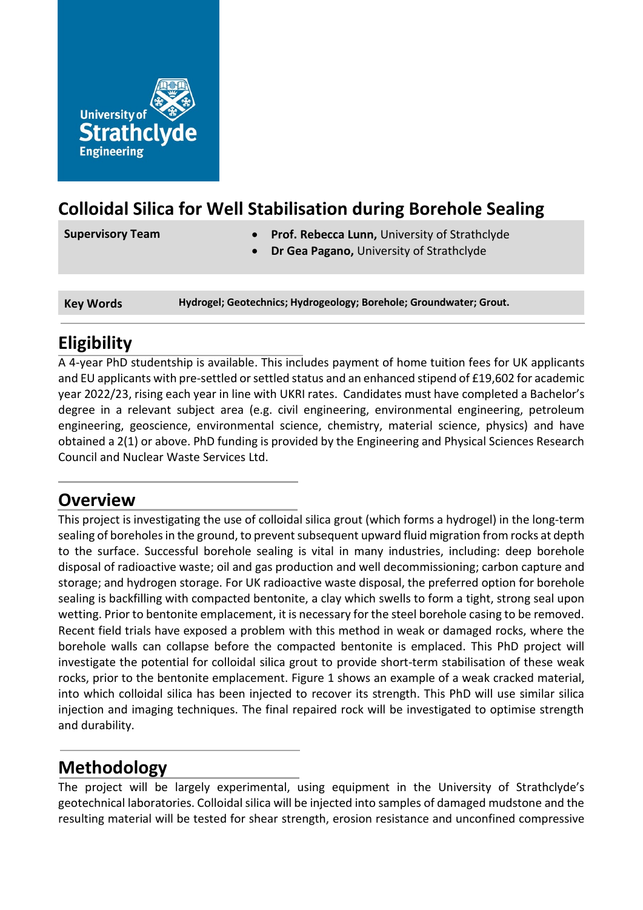University of Strathclyde Engineering

# Colloidal Silica for Well Stabilisation during Borehole Sealing

| Supervisory Team | • **Prof. Rebecca Lunn,** University of Strathclyde<br>• **Dr Gea Pagano,** University of Strathclyde |
|---|---|

| Key Words | **Hydrogel; Geotechnics; Hydrogeology; Borehole; Groundwater; Grout.** |
|---|---|

## Eligibility

A 4-year PhD studentship is available. This includes payment of home tuition fees for UK applicants and EU applicants with pre-settled or settled status and an enhanced stipend of £19,602 for academic year 2022/23, rising each year in line with UKRI rates. Candidates must have completed a Bachelor's degree in a relevant subject area (e.g. civil engineering, environmental engineering, petroleum engineering, geoscience, environmental science, chemistry, material science, physics) and have obtained a 2(1) or above. PhD funding is provided by the Engineering and Physical Sciences Research Council and Nuclear Waste Services Ltd.

## Overview

This project is investigating the use of colloidal silica grout (which forms a hydrogel) in the long-term sealing of boreholes in the ground, to prevent subsequent upward fluid migration from rocks at depth to the surface. Successful borehole sealing is vital in many industries, including: deep borehole disposal of radioactive waste; oil and gas production and well decommissioning; carbon capture and storage; and hydrogen storage. For UK radioactive waste disposal, the preferred option for borehole sealing is backfilling with compacted bentonite, a clay which swells to form a tight, strong seal upon wetting. Prior to bentonite emplacement, it is necessary for the steel borehole casing to be removed. Recent field trials have exposed a problem with this method in weak or damaged rocks, where the borehole walls can collapse before the compacted bentonite is emplaced. This PhD project will investigate the potential for colloidal silica grout to provide short-term stabilisation of these weak rocks, prior to the bentonite emplacement. Figure 1 shows an example of a weak cracked material, into which colloidal silica has been injected to recover its strength. This PhD will use similar silica injection and imaging techniques. The final repaired rock will be investigated to optimise strength and durability.

## Methodology

The project will be largely experimental, using equipment in the University of Strathclyde's geotechnical laboratories. Colloidal silica will be injected into samples of damaged mudstone and the resulting material will be tested for shear strength, erosion resistance and unconfined compressive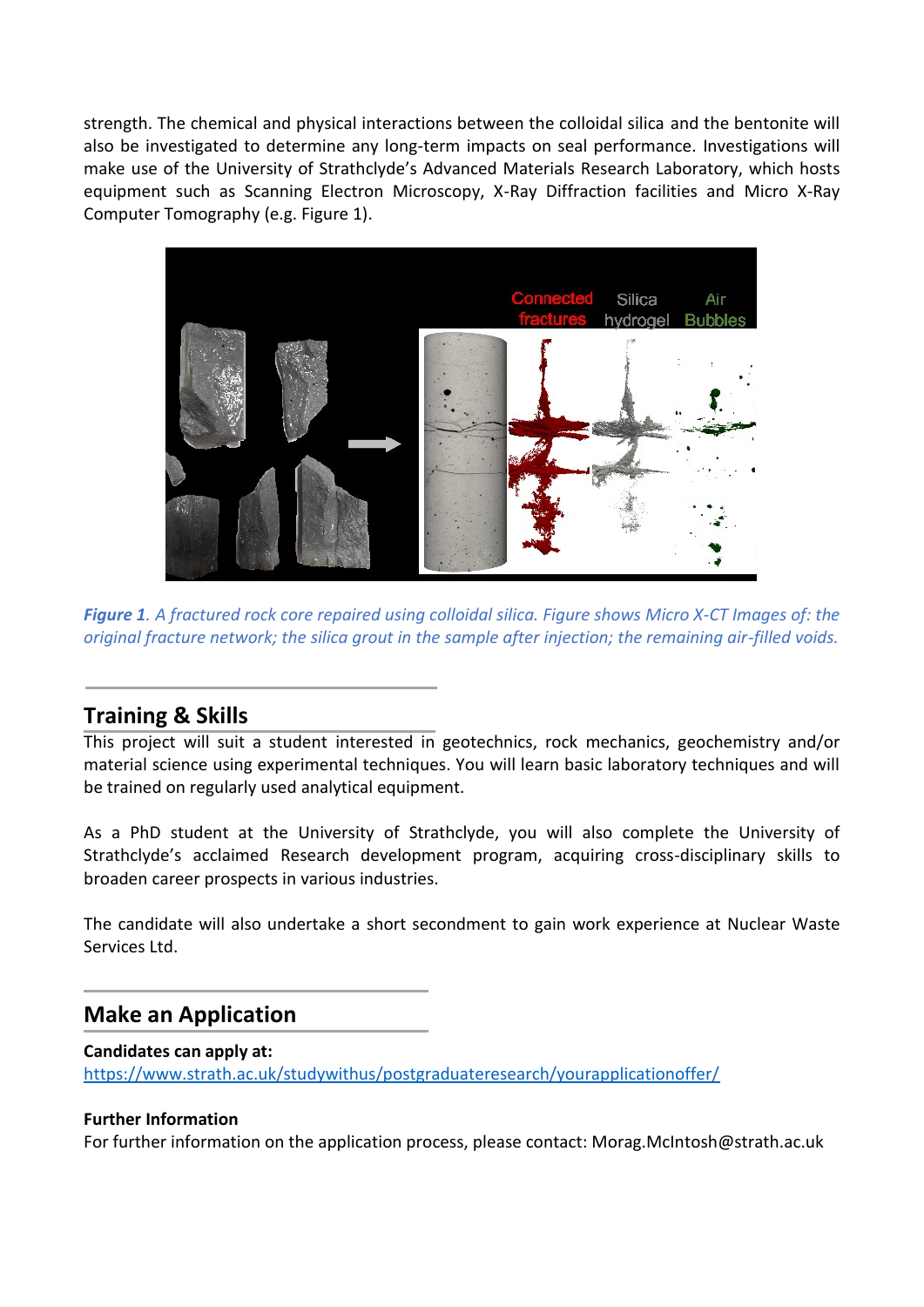strength. The chemical and physical interactions between the colloidal silica and the bentonite will also be investigated to determine any long-term impacts on seal performance. Investigations will make use of the University of Strathclyde's Advanced Materials Research Laboratory, which hosts equipment such as Scanning Electron Microscopy, X-Ray Diffraction facilities and Micro X-Ray Computer Tomography (e.g. Figure 1).

***Figure 1****. A fractured rock core repaired using colloidal silica. Figure shows Micro X-CT Images of: the original fracture network; the silica grout in the sample after injection; the remaining air-filled voids.*

## Training & Skills

This project will suit a student interested in geotechnics, rock mechanics, geochemistry and/or material science using experimental techniques. You will learn basic laboratory techniques and will be trained on regularly used analytical equipment.

As a PhD student at the University of Strathclyde, you will also complete the University of Strathclyde's acclaimed Research development program, acquiring cross-disciplinary skills to broaden career prospects in various industries.

The candidate will also undertake a short secondment to gain work experience at Nuclear Waste Services Ltd.

## Make an Application

**Candidates can apply at:**
https://www.strath.ac.uk/studywithus/postgraduateresearch/yourapplicationoffer/

**Further Information**
For further information on the application process, please contact: Morag.McIntosh@strath.ac.uk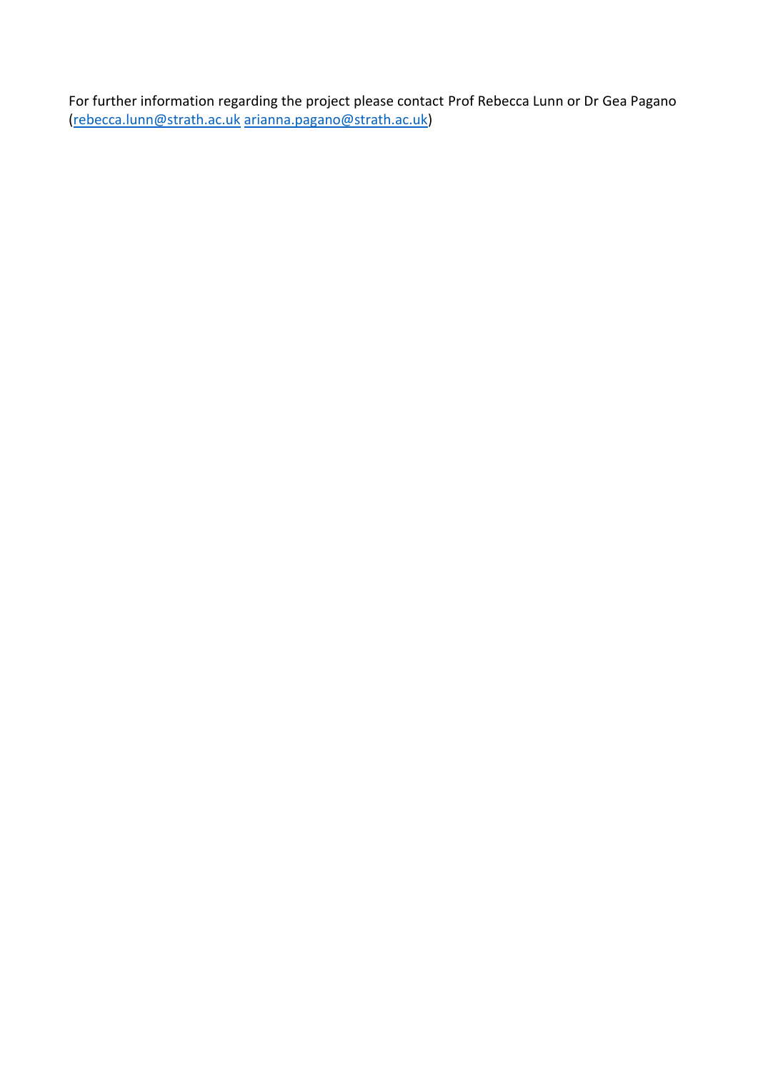For further information regarding the project please contact Prof Rebecca Lunn or Dr Gea Pagano (rebecca.lunn@strath.ac.uk arianna.pagano@strath.ac.uk)